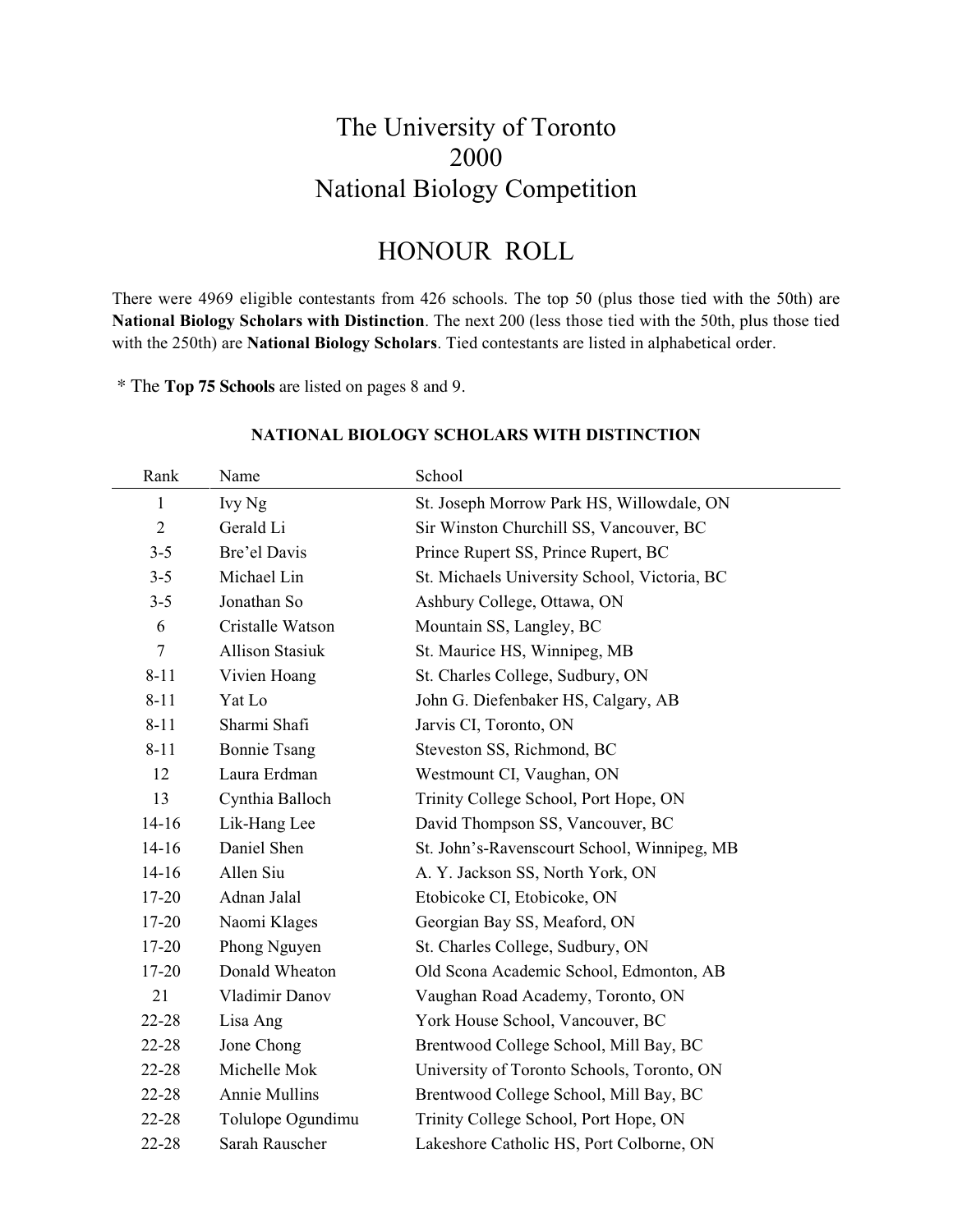# The University of Toronto
# 2000
# National Biology Competition

## HONOUR ROLL

There were 4969 eligible contestants from 426 schools. The top 50 (plus those tied with the 50th) are **National Biology Scholars with Distinction**. The next 200 (less those tied with the 50th, plus those tied with the 250th) are **National Biology Scholars**. Tied contestants are listed in alphabetical order.

* The **Top 75 Schools** are listed on pages 8 and 9.

### NATIONAL BIOLOGY SCHOLARS WITH DISTINCTION

| Rank | Name | School |
|---|---|---|
| 1 | Ivy Ng | St. Joseph Morrow Park HS, Willowdale, ON |
| 2 | Gerald Li | Sir Winston Churchill SS, Vancouver, BC |
| 3-5 | Bre'el Davis | Prince Rupert SS, Prince Rupert, BC |
| 3-5 | Michael Lin | St. Michaels University School, Victoria, BC |
| 3-5 | Jonathan So | Ashbury College, Ottawa, ON |
| 6 | Cristalle Watson | Mountain SS, Langley, BC |
| 7 | Allison Stasiuk | St. Maurice HS, Winnipeg, MB |
| 8-11 | Vivien Hoang | St. Charles College, Sudbury, ON |
| 8-11 | Yat Lo | John G. Diefenbaker HS, Calgary, AB |
| 8-11 | Sharmi Shafi | Jarvis CI, Toronto, ON |
| 8-11 | Bonnie Tsang | Steveston SS, Richmond, BC |
| 12 | Laura Erdman | Westmount CI, Vaughan, ON |
| 13 | Cynthia Balloch | Trinity College School, Port Hope, ON |
| 14-16 | Lik-Hang Lee | David Thompson SS, Vancouver, BC |
| 14-16 | Daniel Shen | St. John's-Ravenscourt School, Winnipeg, MB |
| 14-16 | Allen Siu | A. Y. Jackson SS, North York, ON |
| 17-20 | Adnan Jalal | Etobicoke CI, Etobicoke, ON |
| 17-20 | Naomi Klages | Georgian Bay SS, Meaford, ON |
| 17-20 | Phong Nguyen | St. Charles College, Sudbury, ON |
| 17-20 | Donald Wheaton | Old Scona Academic School, Edmonton, AB |
| 21 | Vladimir Danov | Vaughan Road Academy, Toronto, ON |
| 22-28 | Lisa Ang | York House School, Vancouver, BC |
| 22-28 | Jone Chong | Brentwood College School, Mill Bay, BC |
| 22-28 | Michelle Mok | University of Toronto Schools, Toronto, ON |
| 22-28 | Annie Mullins | Brentwood College School, Mill Bay, BC |
| 22-28 | Tolulope Ogundimu | Trinity College School, Port Hope, ON |
| 22-28 | Sarah Rauscher | Lakeshore Catholic HS, Port Colborne, ON |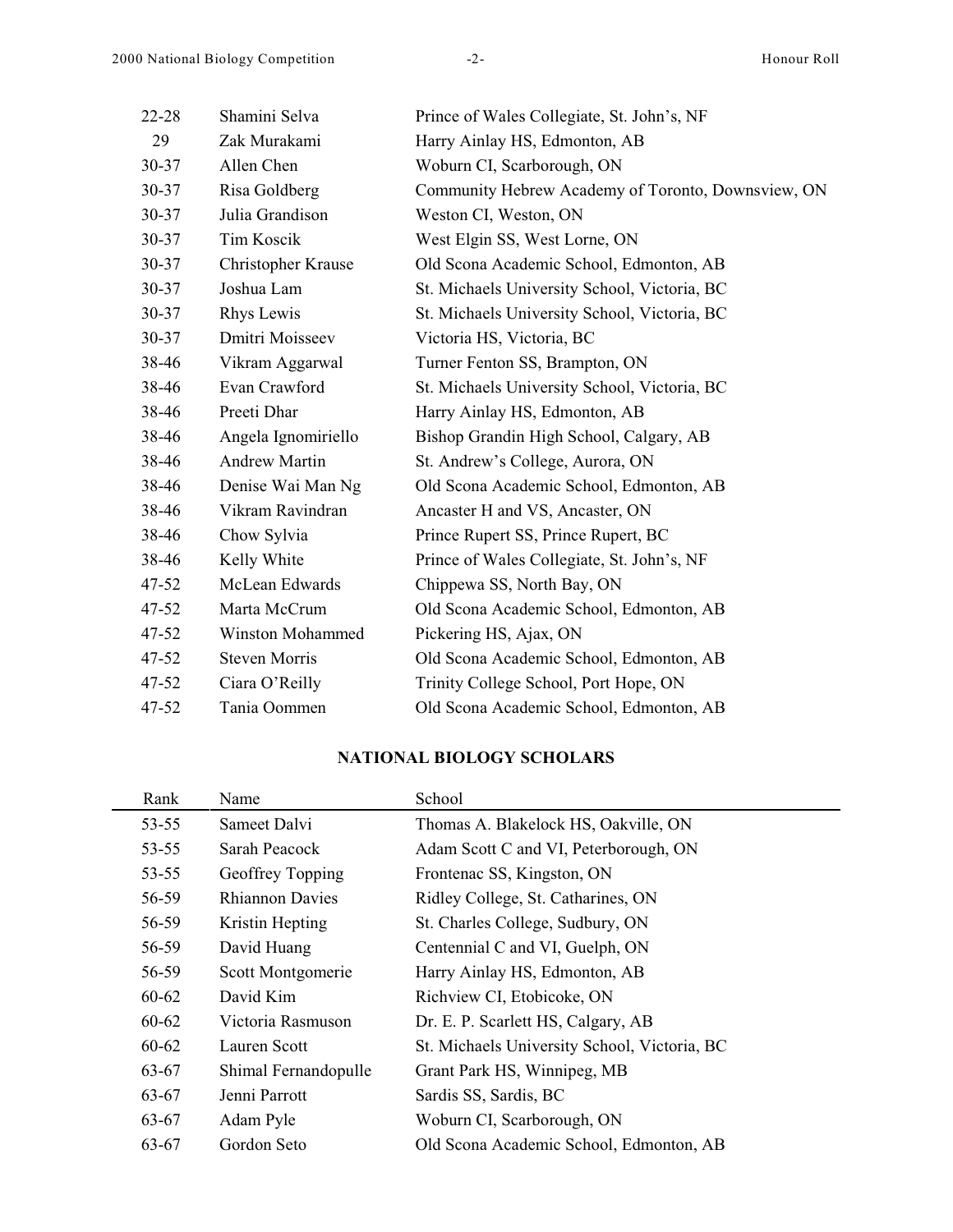| | | |
|---|---|---|
| 22-28 | Shamini Selva | Prince of Wales Collegiate, St. John's, NF |
| 29 | Zak Murakami | Harry Ainlay HS, Edmonton, AB |
| 30-37 | Allen Chen | Woburn CI, Scarborough, ON |
| 30-37 | Risa Goldberg | Community Hebrew Academy of Toronto, Downsview, ON |
| 30-37 | Julia Grandison | Weston CI, Weston, ON |
| 30-37 | Tim Koscik | West Elgin SS, West Lorne, ON |
| 30-37 | Christopher Krause | Old Scona Academic School, Edmonton, AB |
| 30-37 | Joshua Lam | St. Michaels University School, Victoria, BC |
| 30-37 | Rhys Lewis | St. Michaels University School, Victoria, BC |
| 30-37 | Dmitri Moisseev | Victoria HS, Victoria, BC |
| 38-46 | Vikram Aggarwal | Turner Fenton SS, Brampton, ON |
| 38-46 | Evan Crawford | St. Michaels University School, Victoria, BC |
| 38-46 | Preeti Dhar | Harry Ainlay HS, Edmonton, AB |
| 38-46 | Angela Ignomiriello | Bishop Grandin High School, Calgary, AB |
| 38-46 | Andrew Martin | St. Andrew's College, Aurora, ON |
| 38-46 | Denise Wai Man Ng | Old Scona Academic School, Edmonton, AB |
| 38-46 | Vikram Ravindran | Ancaster H and VS, Ancaster, ON |
| 38-46 | Chow Sylvia | Prince Rupert SS, Prince Rupert, BC |
| 38-46 | Kelly White | Prince of Wales Collegiate, St. John's, NF |
| 47-52 | McLean Edwards | Chippewa SS, North Bay, ON |
| 47-52 | Marta McCrum | Old Scona Academic School, Edmonton, AB |
| 47-52 | Winston Mohammed | Pickering HS, Ajax, ON |
| 47-52 | Steven Morris | Old Scona Academic School, Edmonton, AB |
| 47-52 | Ciara O'Reilly | Trinity College School, Port Hope, ON |
| 47-52 | Tania Oommen | Old Scona Academic School, Edmonton, AB |

## NATIONAL BIOLOGY SCHOLARS

| Rank | Name | School |
|---|---|---|
| 53-55 | Sameet Dalvi | Thomas A. Blakelock HS, Oakville, ON |
| 53-55 | Sarah Peacock | Adam Scott C and VI, Peterborough, ON |
| 53-55 | Geoffrey Topping | Frontenac SS, Kingston, ON |
| 56-59 | Rhiannon Davies | Ridley College, St. Catharines, ON |
| 56-59 | Kristin Hepting | St. Charles College, Sudbury, ON |
| 56-59 | David Huang | Centennial C and VI, Guelph, ON |
| 56-59 | Scott Montgomerie | Harry Ainlay HS, Edmonton, AB |
| 60-62 | David Kim | Richview CI, Etobicoke, ON |
| 60-62 | Victoria Rasmuson | Dr. E. P. Scarlett HS, Calgary, AB |
| 60-62 | Lauren Scott | St. Michaels University School, Victoria, BC |
| 63-67 | Shimal Fernandopulle | Grant Park HS, Winnipeg, MB |
| 63-67 | Jenni Parrott | Sardis SS, Sardis, BC |
| 63-67 | Adam Pyle | Woburn CI, Scarborough, ON |
| 63-67 | Gordon Seto | Old Scona Academic School, Edmonton, AB |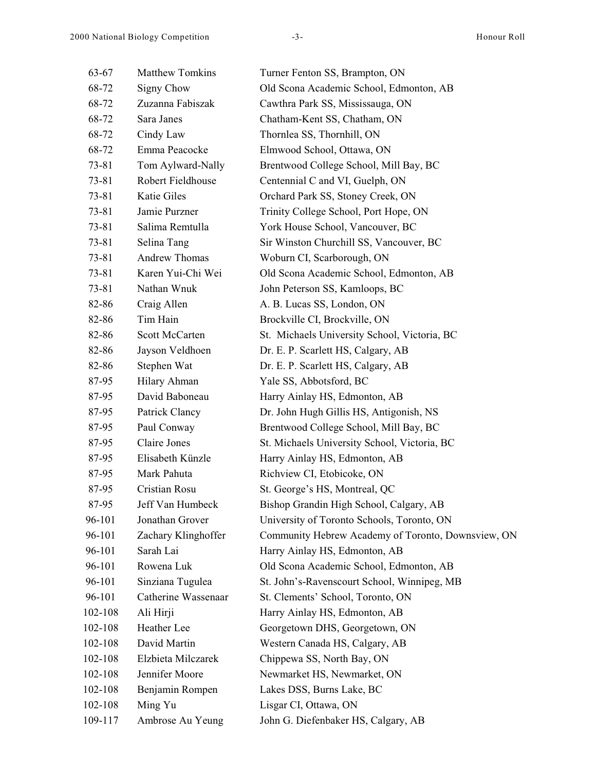| | | |
|---|---|---|
| 63-67 | Matthew Tomkins | Turner Fenton SS, Brampton, ON |
| 68-72 | Signy Chow | Old Scona Academic School, Edmonton, AB |
| 68-72 | Zuzanna Fabiszak | Cawthra Park SS, Mississauga, ON |
| 68-72 | Sara Janes | Chatham-Kent SS, Chatham, ON |
| 68-72 | Cindy Law | Thornlea SS, Thornhill, ON |
| 68-72 | Emma Peacocke | Elmwood School, Ottawa, ON |
| 73-81 | Tom Aylward-Nally | Brentwood College School, Mill Bay, BC |
| 73-81 | Robert Fieldhouse | Centennial C and VI, Guelph, ON |
| 73-81 | Katie Giles | Orchard Park SS, Stoney Creek, ON |
| 73-81 | Jamie Purzner | Trinity College School, Port Hope, ON |
| 73-81 | Salima Remtulla | York House School, Vancouver, BC |
| 73-81 | Selina Tang | Sir Winston Churchill SS, Vancouver, BC |
| 73-81 | Andrew Thomas | Woburn CI, Scarborough, ON |
| 73-81 | Karen Yui-Chi Wei | Old Scona Academic School, Edmonton, AB |
| 73-81 | Nathan Wnuk | John Peterson SS, Kamloops, BC |
| 82-86 | Craig Allen | A. B. Lucas SS, London, ON |
| 82-86 | Tim Hain | Brockville CI, Brockville, ON |
| 82-86 | Scott McCarten | St. Michaels University School, Victoria, BC |
| 82-86 | Jayson Veldhoen | Dr. E. P. Scarlett HS, Calgary, AB |
| 82-86 | Stephen Wat | Dr. E. P. Scarlett HS, Calgary, AB |
| 87-95 | Hilary Ahman | Yale SS, Abbotsford, BC |
| 87-95 | David Baboneau | Harry Ainlay HS, Edmonton, AB |
| 87-95 | Patrick Clancy | Dr. John Hugh Gillis HS, Antigonish, NS |
| 87-95 | Paul Conway | Brentwood College School, Mill Bay, BC |
| 87-95 | Claire Jones | St. Michaels University School, Victoria, BC |
| 87-95 | Elisabeth Künzle | Harry Ainlay HS, Edmonton, AB |
| 87-95 | Mark Pahuta | Richview CI, Etobicoke, ON |
| 87-95 | Cristian Rosu | St. George's HS, Montreal, QC |
| 87-95 | Jeff Van Humbeck | Bishop Grandin High School, Calgary, AB |
| 96-101 | Jonathan Grover | University of Toronto Schools, Toronto, ON |
| 96-101 | Zachary Klinghoffer | Community Hebrew Academy of Toronto, Downsview, ON |
| 96-101 | Sarah Lai | Harry Ainlay HS, Edmonton, AB |
| 96-101 | Rowena Luk | Old Scona Academic School, Edmonton, AB |
| 96-101 | Sinziana Tugulea | St. John's-Ravenscourt School, Winnipeg, MB |
| 96-101 | Catherine Wassenaar | St. Clements' School, Toronto, ON |
| 102-108 | Ali Hirji | Harry Ainlay HS, Edmonton, AB |
| 102-108 | Heather Lee | Georgetown DHS, Georgetown, ON |
| 102-108 | David Martin | Western Canada HS, Calgary, AB |
| 102-108 | Elzbieta Milczarek | Chippewa SS, North Bay, ON |
| 102-108 | Jennifer Moore | Newmarket HS, Newmarket, ON |
| 102-108 | Benjamin Rompen | Lakes DSS, Burns Lake, BC |
| 102-108 | Ming Yu | Lisgar CI, Ottawa, ON |
| 109-117 | Ambrose Au Yeung | John G. Diefenbaker HS, Calgary, AB |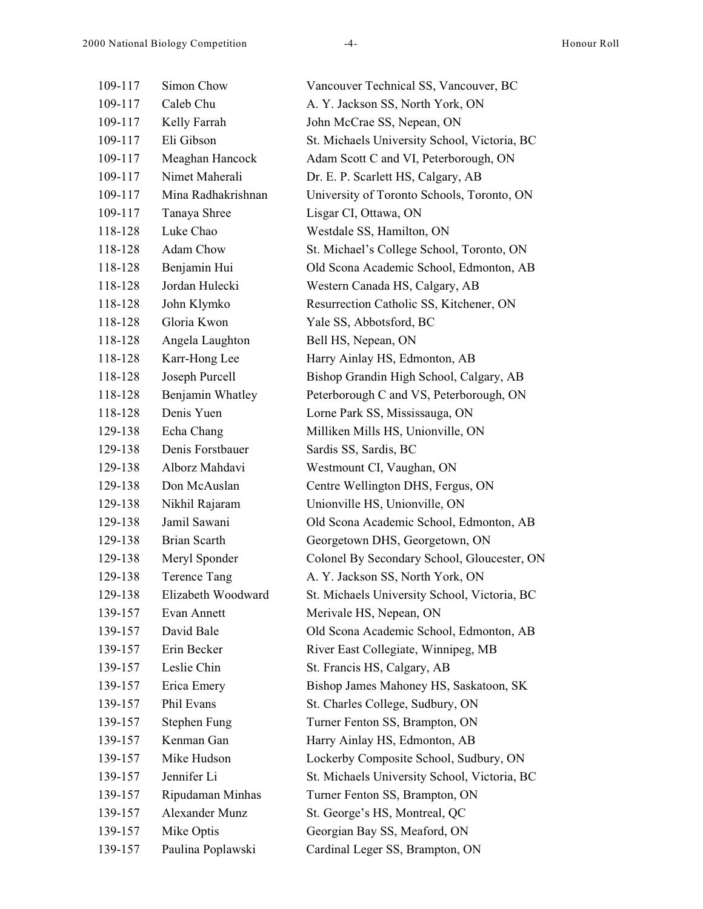| | | |
|---|---|---|
| 109-117 | Simon Chow | Vancouver Technical SS, Vancouver, BC |
| 109-117 | Caleb Chu | A. Y. Jackson SS, North York, ON |
| 109-117 | Kelly Farrah | John McCrae SS, Nepean, ON |
| 109-117 | Eli Gibson | St. Michaels University School, Victoria, BC |
| 109-117 | Meaghan Hancock | Adam Scott C and VI, Peterborough, ON |
| 109-117 | Nimet Maherali | Dr. E. P. Scarlett HS, Calgary, AB |
| 109-117 | Mina Radhakrishnan | University of Toronto Schools, Toronto, ON |
| 109-117 | Tanaya Shree | Lisgar CI, Ottawa, ON |
| 118-128 | Luke Chao | Westdale SS, Hamilton, ON |
| 118-128 | Adam Chow | St. Michael's College School, Toronto, ON |
| 118-128 | Benjamin Hui | Old Scona Academic School, Edmonton, AB |
| 118-128 | Jordan Hulecki | Western Canada HS, Calgary, AB |
| 118-128 | John Klymko | Resurrection Catholic SS, Kitchener, ON |
| 118-128 | Gloria Kwon | Yale SS, Abbotsford, BC |
| 118-128 | Angela Laughton | Bell HS, Nepean, ON |
| 118-128 | Karr-Hong Lee | Harry Ainlay HS, Edmonton, AB |
| 118-128 | Joseph Purcell | Bishop Grandin High School, Calgary, AB |
| 118-128 | Benjamin Whatley | Peterborough C and VS, Peterborough, ON |
| 118-128 | Denis Yuen | Lorne Park SS, Mississauga, ON |
| 129-138 | Echa Chang | Milliken Mills HS, Unionville, ON |
| 129-138 | Denis Forstbauer | Sardis SS, Sardis, BC |
| 129-138 | Alborz Mahdavi | Westmount CI, Vaughan, ON |
| 129-138 | Don McAuslan | Centre Wellington DHS, Fergus, ON |
| 129-138 | Nikhil Rajaram | Unionville HS, Unionville, ON |
| 129-138 | Jamil Sawani | Old Scona Academic School, Edmonton, AB |
| 129-138 | Brian Scarth | Georgetown DHS, Georgetown, ON |
| 129-138 | Meryl Sponder | Colonel By Secondary School, Gloucester, ON |
| 129-138 | Terence Tang | A. Y. Jackson SS, North York, ON |
| 129-138 | Elizabeth Woodward | St. Michaels University School, Victoria, BC |
| 139-157 | Evan Annett | Merivale HS, Nepean, ON |
| 139-157 | David Bale | Old Scona Academic School, Edmonton, AB |
| 139-157 | Erin Becker | River East Collegiate, Winnipeg, MB |
| 139-157 | Leslie Chin | St. Francis HS, Calgary, AB |
| 139-157 | Erica Emery | Bishop James Mahoney HS, Saskatoon, SK |
| 139-157 | Phil Evans | St. Charles College, Sudbury, ON |
| 139-157 | Stephen Fung | Turner Fenton SS, Brampton, ON |
| 139-157 | Kenman Gan | Harry Ainlay HS, Edmonton, AB |
| 139-157 | Mike Hudson | Lockerby Composite School, Sudbury, ON |
| 139-157 | Jennifer Li | St. Michaels University School, Victoria, BC |
| 139-157 | Ripudaman Minhas | Turner Fenton SS, Brampton, ON |
| 139-157 | Alexander Munz | St. George's HS, Montreal, QC |
| 139-157 | Mike Optis | Georgian Bay SS, Meaford, ON |
| 139-157 | Paulina Poplawski | Cardinal Leger SS, Brampton, ON |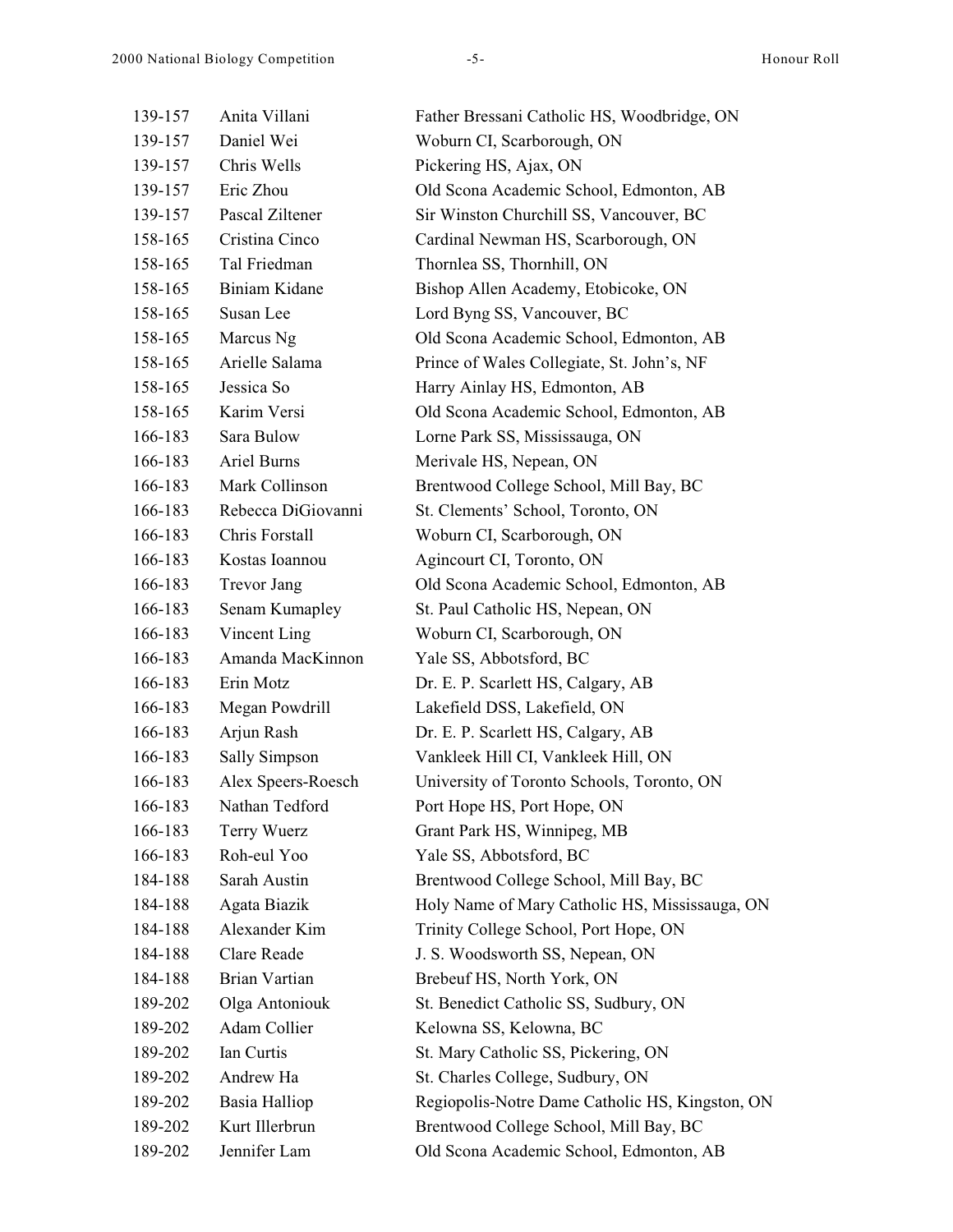| | | |
|---|---|---|
| 139-157 | Anita Villani | Father Bressani Catholic HS, Woodbridge, ON |
| 139-157 | Daniel Wei | Woburn CI, Scarborough, ON |
| 139-157 | Chris Wells | Pickering HS, Ajax, ON |
| 139-157 | Eric Zhou | Old Scona Academic School, Edmonton, AB |
| 139-157 | Pascal Ziltener | Sir Winston Churchill SS, Vancouver, BC |
| 158-165 | Cristina Cinco | Cardinal Newman HS, Scarborough, ON |
| 158-165 | Tal Friedman | Thornlea SS, Thornhill, ON |
| 158-165 | Biniam Kidane | Bishop Allen Academy, Etobicoke, ON |
| 158-165 | Susan Lee | Lord Byng SS, Vancouver, BC |
| 158-165 | Marcus Ng | Old Scona Academic School, Edmonton, AB |
| 158-165 | Arielle Salama | Prince of Wales Collegiate, St. John's, NF |
| 158-165 | Jessica So | Harry Ainlay HS, Edmonton, AB |
| 158-165 | Karim Versi | Old Scona Academic School, Edmonton, AB |
| 166-183 | Sara Bulow | Lorne Park SS, Mississauga, ON |
| 166-183 | Ariel Burns | Merivale HS, Nepean, ON |
| 166-183 | Mark Collinson | Brentwood College School, Mill Bay, BC |
| 166-183 | Rebecca DiGiovanni | St. Clements' School, Toronto, ON |
| 166-183 | Chris Forstall | Woburn CI, Scarborough, ON |
| 166-183 | Kostas Ioannou | Agincourt CI, Toronto, ON |
| 166-183 | Trevor Jang | Old Scona Academic School, Edmonton, AB |
| 166-183 | Senam Kumapley | St. Paul Catholic HS, Nepean, ON |
| 166-183 | Vincent Ling | Woburn CI, Scarborough, ON |
| 166-183 | Amanda MacKinnon | Yale SS, Abbotsford, BC |
| 166-183 | Erin Motz | Dr. E. P. Scarlett HS, Calgary, AB |
| 166-183 | Megan Powdrill | Lakefield DSS, Lakefield, ON |
| 166-183 | Arjun Rash | Dr. E. P. Scarlett HS, Calgary, AB |
| 166-183 | Sally Simpson | Vankleek Hill CI, Vankleek Hill, ON |
| 166-183 | Alex Speers-Roesch | University of Toronto Schools, Toronto, ON |
| 166-183 | Nathan Tedford | Port Hope HS, Port Hope, ON |
| 166-183 | Terry Wuerz | Grant Park HS, Winnipeg, MB |
| 166-183 | Roh-eul Yoo | Yale SS, Abbotsford, BC |
| 184-188 | Sarah Austin | Brentwood College School, Mill Bay, BC |
| 184-188 | Agata Biazik | Holy Name of Mary Catholic HS, Mississauga, ON |
| 184-188 | Alexander Kim | Trinity College School, Port Hope, ON |
| 184-188 | Clare Reade | J. S. Woodsworth SS, Nepean, ON |
| 184-188 | Brian Vartian | Brebeuf HS, North York, ON |
| 189-202 | Olga Antoniouk | St. Benedict Catholic SS, Sudbury, ON |
| 189-202 | Adam Collier | Kelowna SS, Kelowna, BC |
| 189-202 | Ian Curtis | St. Mary Catholic SS, Pickering, ON |
| 189-202 | Andrew Ha | St. Charles College, Sudbury, ON |
| 189-202 | Basia Halliop | Regiopolis-Notre Dame Catholic HS, Kingston, ON |
| 189-202 | Kurt Illerbrun | Brentwood College School, Mill Bay, BC |
| 189-202 | Jennifer Lam | Old Scona Academic School, Edmonton, AB |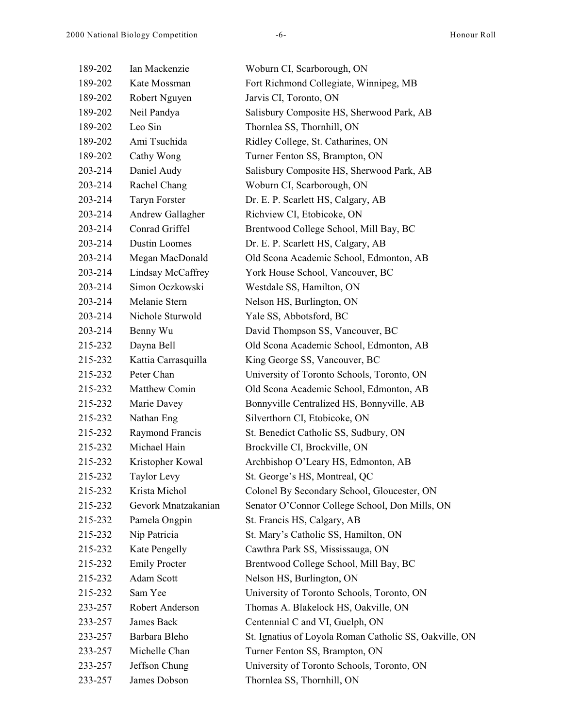| | | |
|---|---|---|
| 189-202 | Ian Mackenzie | Woburn CI, Scarborough, ON |
| 189-202 | Kate Mossman | Fort Richmond Collegiate, Winnipeg, MB |
| 189-202 | Robert Nguyen | Jarvis CI, Toronto, ON |
| 189-202 | Neil Pandya | Salisbury Composite HS, Sherwood Park, AB |
| 189-202 | Leo Sin | Thornlea SS, Thornhill, ON |
| 189-202 | Ami Tsuchida | Ridley College, St. Catharines, ON |
| 189-202 | Cathy Wong | Turner Fenton SS, Brampton, ON |
| 203-214 | Daniel Audy | Salisbury Composite HS, Sherwood Park, AB |
| 203-214 | Rachel Chang | Woburn CI, Scarborough, ON |
| 203-214 | Taryn Forster | Dr. E. P. Scarlett HS, Calgary, AB |
| 203-214 | Andrew Gallagher | Richview CI, Etobicoke, ON |
| 203-214 | Conrad Griffel | Brentwood College School, Mill Bay, BC |
| 203-214 | Dustin Loomes | Dr. E. P. Scarlett HS, Calgary, AB |
| 203-214 | Megan MacDonald | Old Scona Academic School, Edmonton, AB |
| 203-214 | Lindsay McCaffrey | York House School, Vancouver, BC |
| 203-214 | Simon Oczkowski | Westdale SS, Hamilton, ON |
| 203-214 | Melanie Stern | Nelson HS, Burlington, ON |
| 203-214 | Nichole Sturwold | Yale SS, Abbotsford, BC |
| 203-214 | Benny Wu | David Thompson SS, Vancouver, BC |
| 215-232 | Dayna Bell | Old Scona Academic School, Edmonton, AB |
| 215-232 | Kattia Carrasquilla | King George SS, Vancouver, BC |
| 215-232 | Peter Chan | University of Toronto Schools, Toronto, ON |
| 215-232 | Matthew Comin | Old Scona Academic School, Edmonton, AB |
| 215-232 | Marie Davey | Bonnyville Centralized HS, Bonnyville, AB |
| 215-232 | Nathan Eng | Silverthorn CI, Etobicoke, ON |
| 215-232 | Raymond Francis | St. Benedict Catholic SS, Sudbury, ON |
| 215-232 | Michael Hain | Brockville CI, Brockville, ON |
| 215-232 | Kristopher Kowal | Archbishop O'Leary HS, Edmonton, AB |
| 215-232 | Taylor Levy | St. George's HS, Montreal, QC |
| 215-232 | Krista Michol | Colonel By Secondary School, Gloucester, ON |
| 215-232 | Gevork Mnatzakanian | Senator O'Connor College School, Don Mills, ON |
| 215-232 | Pamela Ongpin | St. Francis HS, Calgary, AB |
| 215-232 | Nip Patricia | St. Mary's Catholic SS, Hamilton, ON |
| 215-232 | Kate Pengelly | Cawthra Park SS, Mississauga, ON |
| 215-232 | Emily Procter | Brentwood College School, Mill Bay, BC |
| 215-232 | Adam Scott | Nelson HS, Burlington, ON |
| 215-232 | Sam Yee | University of Toronto Schools, Toronto, ON |
| 233-257 | Robert Anderson | Thomas A. Blakelock HS, Oakville, ON |
| 233-257 | James Back | Centennial C and VI, Guelph, ON |
| 233-257 | Barbara Bleho | St. Ignatius of Loyola Roman Catholic SS, Oakville, ON |
| 233-257 | Michelle Chan | Turner Fenton SS, Brampton, ON |
| 233-257 | Jeffson Chung | University of Toronto Schools, Toronto, ON |
| 233-257 | James Dobson | Thornlea SS, Thornhill, ON |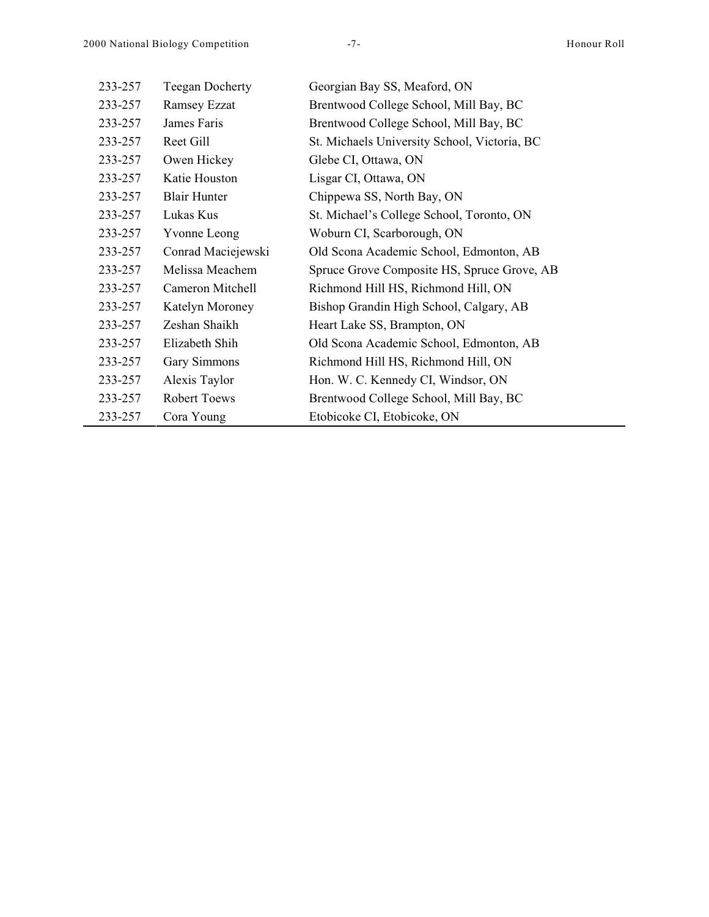| | | |
|---|---|---|
| 233-257 | Teegan Docherty | Georgian Bay SS, Meaford, ON |
| 233-257 | Ramsey Ezzat | Brentwood College School, Mill Bay, BC |
| 233-257 | James Faris | Brentwood College School, Mill Bay, BC |
| 233-257 | Reet Gill | St. Michaels University School, Victoria, BC |
| 233-257 | Owen Hickey | Glebe CI, Ottawa, ON |
| 233-257 | Katie Houston | Lisgar CI, Ottawa, ON |
| 233-257 | Blair Hunter | Chippewa SS, North Bay, ON |
| 233-257 | Lukas Kus | St. Michael's College School, Toronto, ON |
| 233-257 | Yvonne Leong | Woburn CI, Scarborough, ON |
| 233-257 | Conrad Maciejewski | Old Scona Academic School, Edmonton, AB |
| 233-257 | Melissa Meachem | Spruce Grove Composite HS, Spruce Grove, AB |
| 233-257 | Cameron Mitchell | Richmond Hill HS, Richmond Hill, ON |
| 233-257 | Katelyn Moroney | Bishop Grandin High School, Calgary, AB |
| 233-257 | Zeshan Shaikh | Heart Lake SS, Brampton, ON |
| 233-257 | Elizabeth Shih | Old Scona Academic School, Edmonton, AB |
| 233-257 | Gary Simmons | Richmond Hill HS, Richmond Hill, ON |
| 233-257 | Alexis Taylor | Hon. W. C. Kennedy CI, Windsor, ON |
| 233-257 | Robert Toews | Brentwood College School, Mill Bay, BC |
| 233-257 | Cora Young | Etobicoke CI, Etobicoke, ON |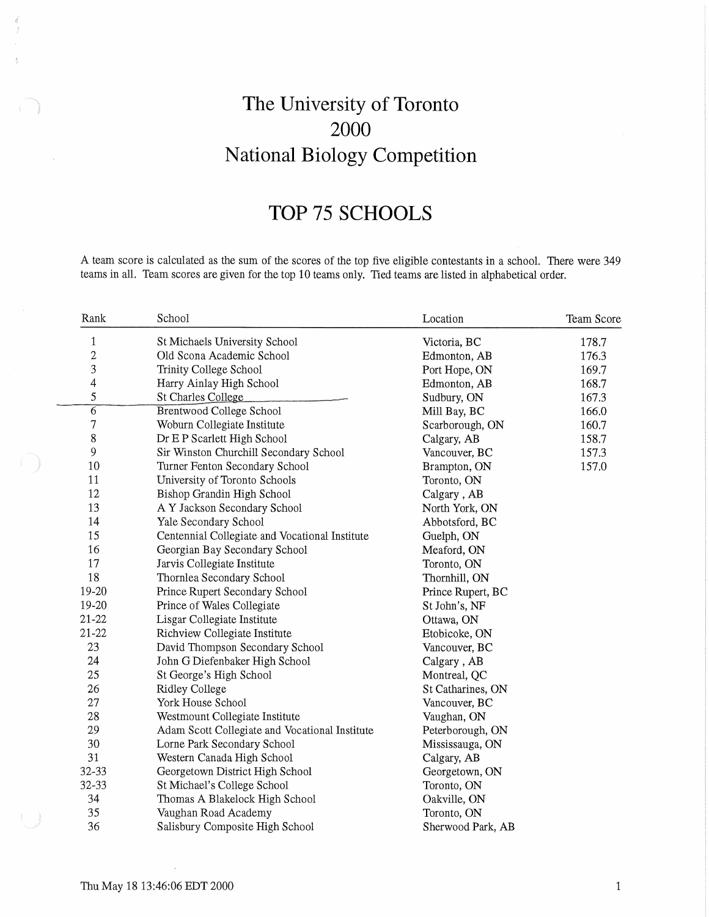# The University of Toronto
# 2000
# National Biology Competition

## TOP 75 SCHOOLS

A team score is calculated as the sum of the scores of the top five eligible contestants in a school. There were 349 teams in all. Team scores are given for the top 10 teams only. Tied teams are listed in alphabetical order.

| Rank | School | Location | Team Score |
|---|---|---|---|
| 1 | St Michaels University School | Victoria, BC | 178.7 |
| 2 | Old Scona Academic School | Edmonton, AB | 176.3 |
| 3 | Trinity College School | Port Hope, ON | 169.7 |
| 4 | Harry Ainlay High School | Edmonton, AB | 168.7 |
| 5 | St Charles College | Sudbury, ON | 167.3 |
| 6 | Brentwood College School | Mill Bay, BC | 166.0 |
| 7 | Woburn Collegiate Institute | Scarborough, ON | 160.7 |
| 8 | Dr E P Scarlett High School | Calgary, AB | 158.7 |
| 9 | Sir Winston Churchill Secondary School | Vancouver, BC | 157.3 |
| 10 | Turner Fenton Secondary School | Brampton, ON | 157.0 |
| 11 | University of Toronto Schools | Toronto, ON | |
| 12 | Bishop Grandin High School | Calgary , AB | |
| 13 | A Y Jackson Secondary School | North York, ON | |
| 14 | Yale Secondary School | Abbotsford, BC | |
| 15 | Centennial Collegiate and Vocational Institute | Guelph, ON | |
| 16 | Georgian Bay Secondary School | Meaford, ON | |
| 17 | Jarvis Collegiate Institute | Toronto, ON | |
| 18 | Thornlea Secondary School | Thornhill, ON | |
| 19-20 | Prince Rupert Secondary School | Prince Rupert, BC | |
| 19-20 | Prince of Wales Collegiate | St John's, NF | |
| 21-22 | Lisgar Collegiate Institute | Ottawa, ON | |
| 21-22 | Richview Collegiate Institute | Etobicoke, ON | |
| 23 | David Thompson Secondary School | Vancouver, BC | |
| 24 | John G Diefenbaker High School | Calgary , AB | |
| 25 | St George's High School | Montreal, QC | |
| 26 | Ridley College | St Catharines, ON | |
| 27 | York House School | Vancouver, BC | |
| 28 | Westmount Collegiate Institute | Vaughan, ON | |
| 29 | Adam Scott Collegiate and Vocational Institute | Peterborough, ON | |
| 30 | Lorne Park Secondary School | Mississauga, ON | |
| 31 | Western Canada High School | Calgary, AB | |
| 32-33 | Georgetown District High School | Georgetown, ON | |
| 32-33 | St Michael's College School | Toronto, ON | |
| 34 | Thomas A Blakelock High School | Oakville, ON | |
| 35 | Vaughan Road Academy | Toronto, ON | |
| 36 | Salisbury Composite High School | Sherwood Park, AB | |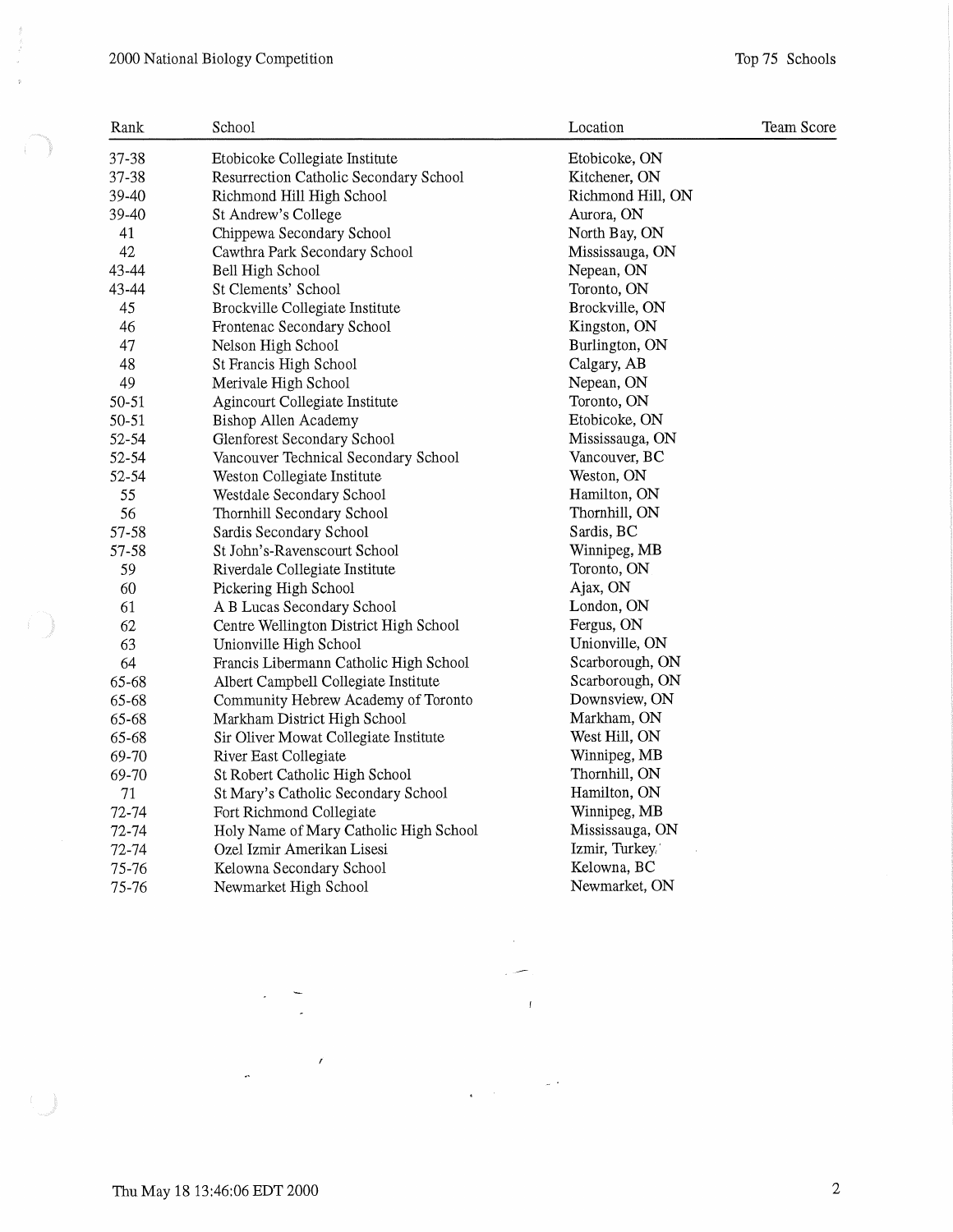| Rank | School | Location | Team Score |
|---|---|---|---|
| 37-38 | Etobicoke Collegiate Institute | Etobicoke, ON | |
| 37-38 | Resurrection Catholic Secondary School | Kitchener, ON | |
| 39-40 | Richmond Hill High School | Richmond Hill, ON | |
| 39-40 | St Andrew's College | Aurora, ON | |
| 41 | Chippewa Secondary School | North Bay, ON | |
| 42 | Cawthra Park Secondary School | Mississauga, ON | |
| 43-44 | Bell High School | Nepean, ON | |
| 43-44 | St Clements' School | Toronto, ON | |
| 45 | Brockville Collegiate Institute | Brockville, ON | |
| 46 | Frontenac Secondary School | Kingston, ON | |
| 47 | Nelson High School | Burlington, ON | |
| 48 | St Francis High School | Calgary, AB | |
| 49 | Merivale High School | Nepean, ON | |
| 50-51 | Agincourt Collegiate Institute | Toronto, ON | |
| 50-51 | Bishop Allen Academy | Etobicoke, ON | |
| 52-54 | Glenforest Secondary School | Mississauga, ON | |
| 52-54 | Vancouver Technical Secondary School | Vancouver, BC | |
| 52-54 | Weston Collegiate Institute | Weston, ON | |
| 55 | Westdale Secondary School | Hamilton, ON | |
| 56 | Thornhill Secondary School | Thornhill, ON | |
| 57-58 | Sardis Secondary School | Sardis, BC | |
| 57-58 | St John's-Ravenscourt School | Winnipeg, MB | |
| 59 | Riverdale Collegiate Institute | Toronto, ON | |
| 60 | Pickering High School | Ajax, ON | |
| 61 | A B Lucas Secondary School | London, ON | |
| 62 | Centre Wellington District High School | Fergus, ON | |
| 63 | Unionville High School | Unionville, ON | |
| 64 | Francis Libermann Catholic High School | Scarborough, ON | |
| 65-68 | Albert Campbell Collegiate Institute | Scarborough, ON | |
| 65-68 | Community Hebrew Academy of Toronto | Downsview, ON | |
| 65-68 | Markham District High School | Markham, ON | |
| 65-68 | Sir Oliver Mowat Collegiate Institute | West Hill, ON | |
| 69-70 | River East Collegiate | Winnipeg, MB | |
| 69-70 | St Robert Catholic High School | Thornhill, ON | |
| 71 | St Mary's Catholic Secondary School | Hamilton, ON | |
| 72-74 | Fort Richmond Collegiate | Winnipeg, MB | |
| 72-74 | Holy Name of Mary Catholic High School | Mississauga, ON | |
| 72-74 | Ozel Izmir Amerikan Lisesi | Izmir, Turkey | |
| 75-76 | Kelowna Secondary School | Kelowna, BC | |
| 75-76 | Newmarket High School | Newmarket, ON | |